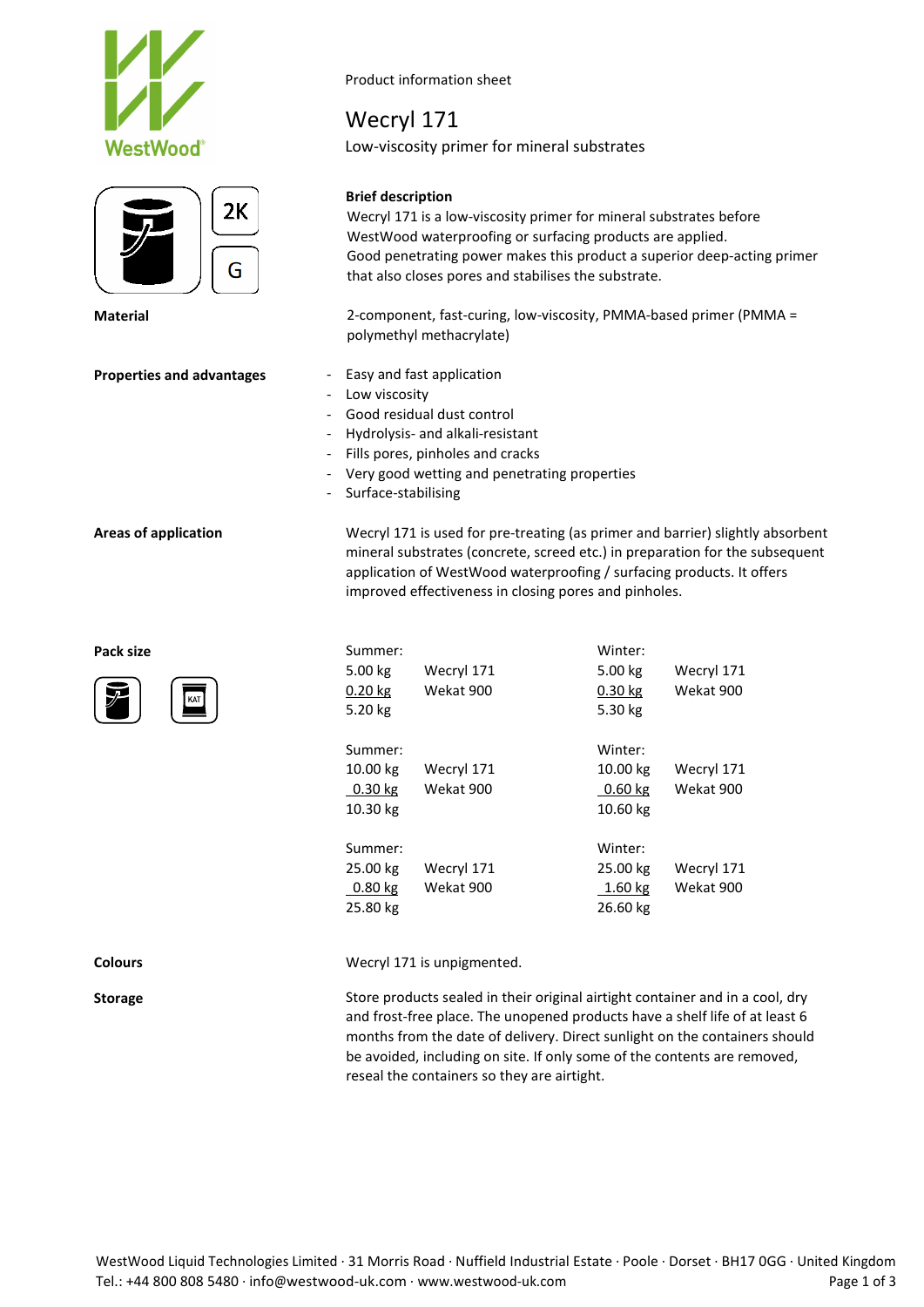Product information sheet

# Wecryl 171

Low-viscosity primer for mineral substrates

2K

G

**Brief description**

Wecryl 171 is a low-viscosity primer for mineral substrates before WestWood waterproofing or surfacing products are applied.
Good penetrating power makes this product a superior deep-acting primer that also closes pores and stabilises the substrate.

**Material**

2-component, fast-curing, low-viscosity, PMMA-based primer (PMMA = polymethyl methacrylate)

**Properties and advantages**

- Easy and fast application
- Low viscosity
- Good residual dust control
- Hydrolysis- and alkali-resistant
- Fills pores, pinholes and cracks
- Very good wetting and penetrating properties
- Surface-stabilising

**Areas of application**

Wecryl 171 is used for pre-treating (as primer and barrier) slightly absorbent mineral substrates (concrete, screed etc.) in preparation for the subsequent application of WestWood waterproofing / surfacing products. It offers improved effectiveness in closing pores and pinholes.

**Pack size**

| Summer: | | Winter: | |
|---|---|---|---|
| 5.00 kg | Wecryl 171 | 5.00 kg | Wecryl 171 |
| 0.20 kg | Wekat 900 | 0.30 kg | Wekat 900 |
| 5.20 kg | | 5.30 kg | |
| **Summer:** | | **Winter:** | |
| 10.00 kg | Wecryl 171 | 10.00 kg | Wecryl 171 |
| 0.30 kg | Wekat 900 | 0.60 kg | Wekat 900 |
| 10.30 kg | | 10.60 kg | |
| **Summer:** | | **Winter:** | |
| 25.00 kg | Wecryl 171 | 25.00 kg | Wecryl 171 |
| 0.80 kg | Wekat 900 | 1.60 kg | Wekat 900 |
| 25.80 kg | | 26.60 kg | |

**Colours**

Wecryl 171 is unpigmented.

**Storage**

Store products sealed in their original airtight container and in a cool, dry and frost-free place. The unopened products have a shelf life of at least 6 months from the date of delivery. Direct sunlight on the containers should be avoided, including on site. If only some of the contents are removed, reseal the containers so they are airtight.

WestWood Liquid Technologies Limited · 31 Morris Road · Nuffield Industrial Estate · Poole · Dorset · BH17 0GG · United Kingdom
Tel.: +44 800 808 5480 · info@westwood-uk.com · www.westwood-uk.com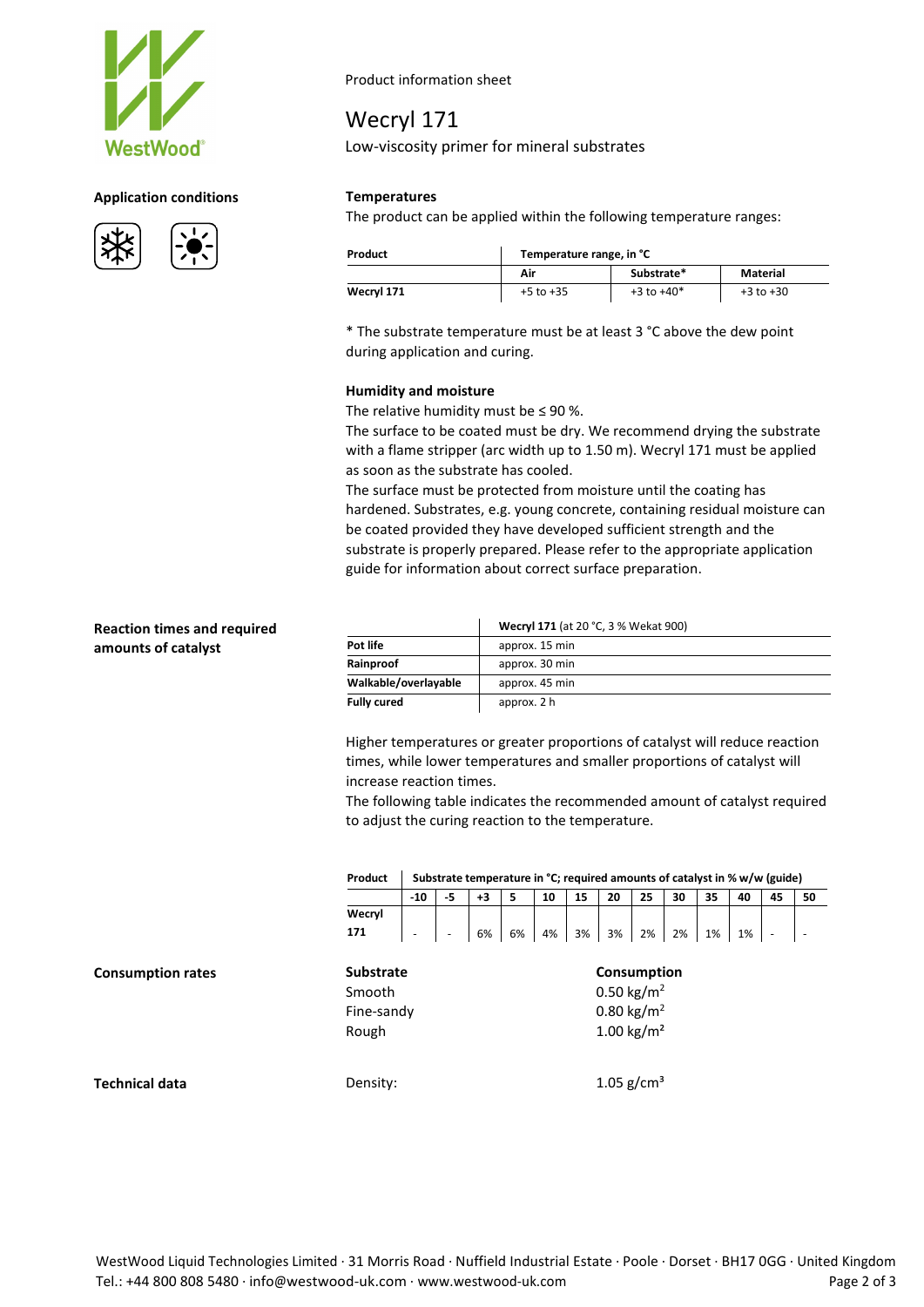Product information sheet

# Wecryl 171

Low-viscosity primer for mineral substrates

## Application conditions

### Temperatures

The product can be applied within the following temperature ranges:

| Product | Temperature range, in °C | | |
|---|---|---|---|
| | Air | Substrate* | Material |
| **Wecryl 171** | +5 to +35 | +3 to +40* | +3 to +30 |

\* The substrate temperature must be at least 3 °C above the dew point during application and curing.

### Humidity and moisture

The relative humidity must be ≤ 90 %.
The surface to be coated must be dry. We recommend drying the substrate with a flame stripper (arc width up to 1.50 m). Wecryl 171 must be applied as soon as the substrate has cooled.
The surface must be protected from moisture until the coating has hardened. Substrates, e.g. young concrete, containing residual moisture can be coated provided they have developed sufficient strength and the substrate is properly prepared. Please refer to the appropriate application guide for information about correct surface preparation.

## Reaction times and required amounts of catalyst

| | **Wecryl 171** (at 20 °C, 3 % Wekat 900) |
|---|---|
| **Pot life** | approx. 15 min |
| **Rainproof** | approx. 30 min |
| **Walkable/overlayable** | approx. 45 min |
| **Fully cured** | approx. 2 h |

Higher temperatures or greater proportions of catalyst will reduce reaction times, while lower temperatures and smaller proportions of catalyst will increase reaction times.
The following table indicates the recommended amount of catalyst required to adjust the curing reaction to the temperature.

| Product | Substrate temperature in °C; required amounts of catalyst in % w/w (guide) | | | | | | | | | | | | |
|---|---|---|---|---|---|---|---|---|---|---|---|---|---|
| | -10 | -5 | +3 | 5 | 10 | 15 | 20 | 25 | 30 | 35 | 40 | 45 | 50 |
| **Wecryl 171** | - | - | 6% | 6% | 4% | 3% | 3% | 2% | 2% | 1% | 1% | - | - |

## Consumption rates

| Substrate | Consumption |
|---|---|
| Smooth | 0.50 kg/m$^2$ |
| Fine-sandy | 0.80 kg/m$^2$ |
| Rough | 1.00 kg/m$^2$ |

## Technical data

Density: 1.05 g/cm$^3$

WestWood Liquid Technologies Limited · 31 Morris Road · Nuffield Industrial Estate · Poole · Dorset · BH17 0GG · United Kingdom
Tel.: +44 800 808 5480 · info@westwood-uk.com · www.westwood-uk.com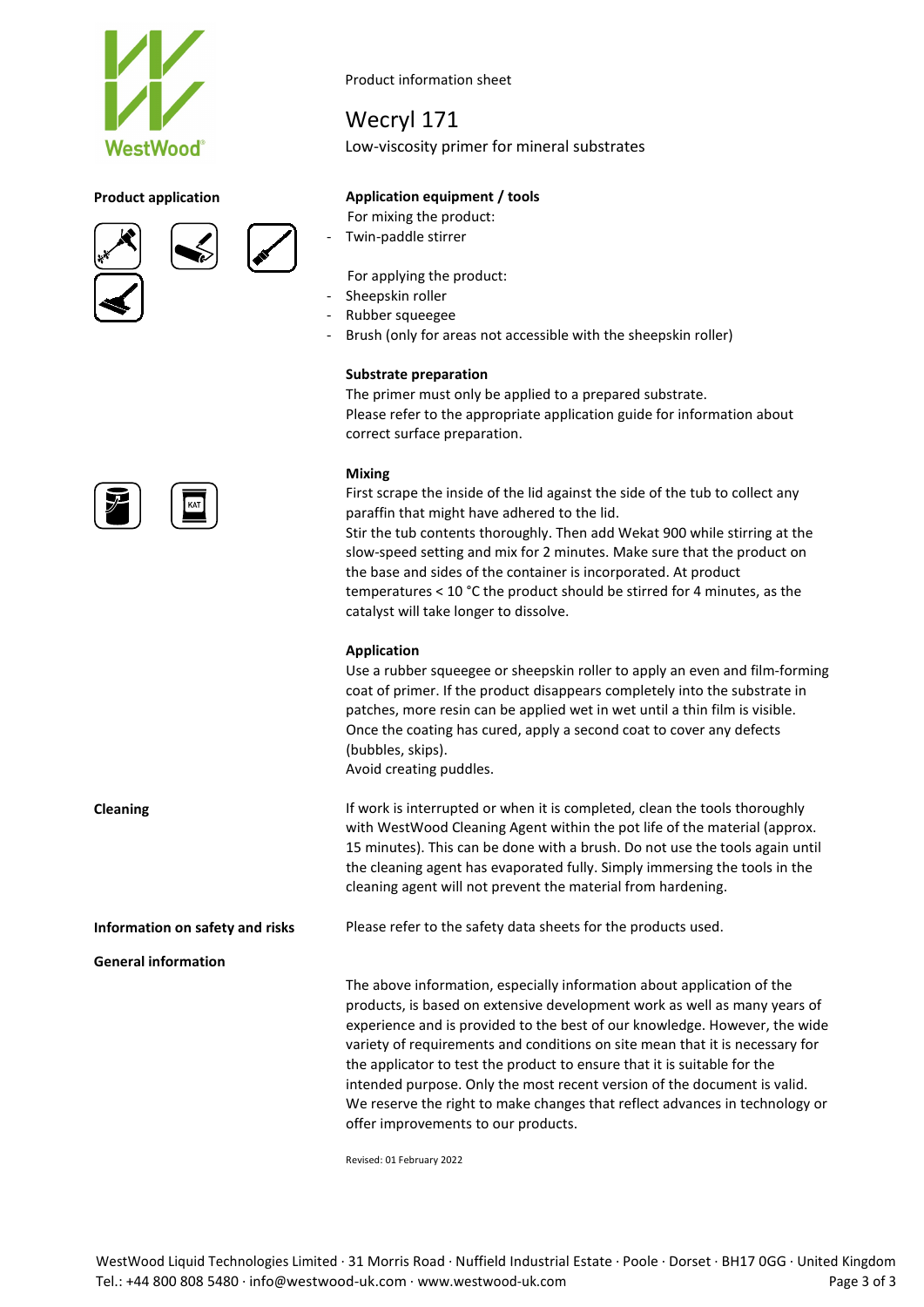Product information sheet

# Wecryl 171

Low-viscosity primer for mineral substrates

### Product application

### Application equipment / tools

For mixing the product:

- Twin-paddle stirrer

For applying the product:

- Sheepskin roller
- Rubber squeegee
- Brush (only for areas not accessible with the sheepskin roller)

### Substrate preparation

The primer must only be applied to a prepared substrate.
Please refer to the appropriate application guide for information about correct surface preparation.

### Mixing

First scrape the inside of the lid against the side of the tub to collect any paraffin that might have adhered to the lid.
Stir the tub contents thoroughly. Then add Wekat 900 while stirring at the slow-speed setting and mix for 2 minutes. Make sure that the product on the base and sides of the container is incorporated. At product temperatures < 10 °C the product should be stirred for 4 minutes, as the catalyst will take longer to dissolve.

### Application

Use a rubber squeegee or sheepskin roller to apply an even and film-forming coat of primer. If the product disappears completely into the substrate in patches, more resin can be applied wet in wet until a thin film is visible. Once the coating has cured, apply a second coat to cover any defects (bubbles, skips).
Avoid creating puddles.

### Cleaning

If work is interrupted or when it is completed, clean the tools thoroughly with WestWood Cleaning Agent within the pot life of the material (approx. 15 minutes). This can be done with a brush. Do not use the tools again until the cleaning agent has evaporated fully. Simply immersing the tools in the cleaning agent will not prevent the material from hardening.

### Information on safety and risks

Please refer to the safety data sheets for the products used.

### General information

The above information, especially information about application of the products, is based on extensive development work as well as many years of experience and is provided to the best of our knowledge. However, the wide variety of requirements and conditions on site mean that it is necessary for the applicator to test the product to ensure that it is suitable for the intended purpose. Only the most recent version of the document is valid. We reserve the right to make changes that reflect advances in technology or offer improvements to our products.

Revised: 01 February 2022

WestWood Liquid Technologies Limited · 31 Morris Road · Nuffield Industrial Estate · Poole · Dorset · BH17 0GG · United Kingdom
Tel.: +44 800 808 5480 · info@westwood-uk.com · www.westwood-uk.com